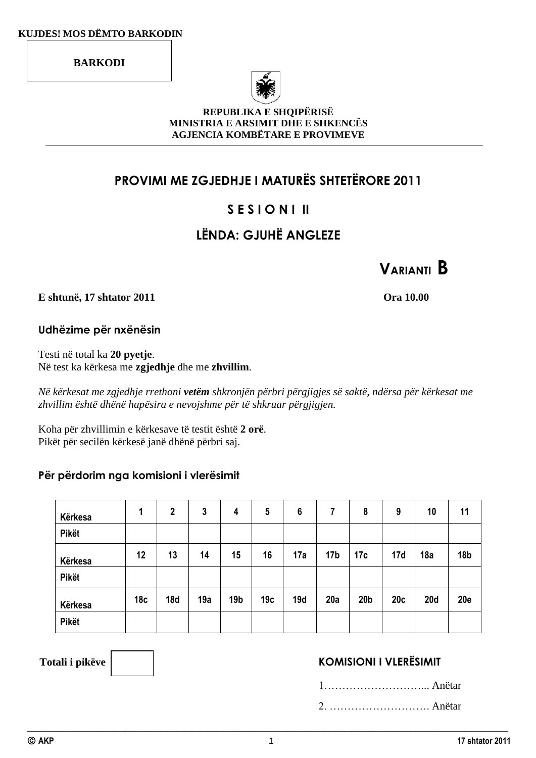KUJDES! MOS DËMTO BARKODIN

BARKODI

**REPUBLIKA E SHQIPËRISË**
**MINISTRIA E ARSIMIT DHE E SHKENCËS**
**AGJENCIA KOMBËTARE E PROVIMEVE**

# PROVIMI ME ZGJEDHJE I MATURËS SHTETËRORE 2011

## S E S I O N I II

## LËNDA: GJUHË ANGLEZE

**VARIANTI B**

**E shtunë, 17 shtator 2011** **Ora 10.00**

### Udhëzime për nxënësin

Testi në total ka **20 pyetje**.
Në test ka kërkesa me **zgjedhje** dhe me **zhvillim**.

*Në kërkesat me zgjedhje rrethoni **vetëm** shkronjën përbri përgjigjes së saktë, ndërsa për kërkesat me zhvillim është dhënë hapësira e nevojshme për të shkruar përgjigjen.*

Koha për zhvillimin e kërkesave të testit është **2 orë**.
Pikët për secilën kërkesë janë dhënë përbri saj.

### Për përdorim nga komisioni i vlerësimit

| Kërkesa | 1 | 2 | 3 | 4 | 5 | 6 | 7 | 8 | 9 | 10 | 11 |
|---|---|---|---|---|---|---|---|---|---|---|---|
| Pikët | | | | | | | | | | | |
| Kërkesa | 12 | 13 | 14 | 15 | 16 | 17a | 17b | 17c | 17d | 18a | 18b |
| Pikët | | | | | | | | | | | |
| Kërkesa | 18c | 18d | 19a | 19b | 19c | 19d | 20a | 20b | 20c | 20d | 20e |
| Pikët | | | | | | | | | | | |

**Totali i pikëve**

**KOMISIONI I VLERËSIMIT**

1……………………….. Anëtar

2. ………………………. Anëtar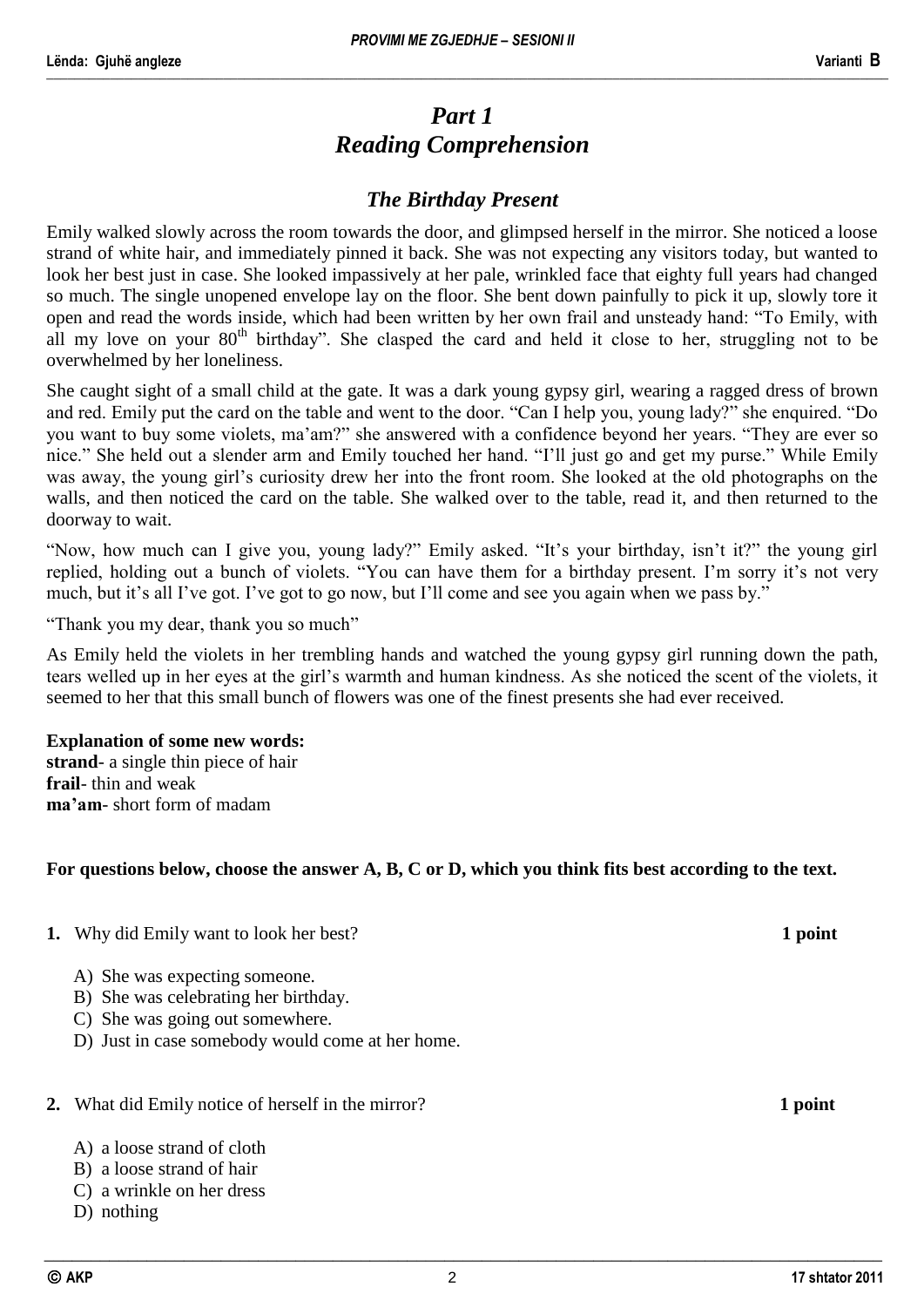# *Part 1*
# *Reading Comprehension*

## *The Birthday Present*

Emily walked slowly across the room towards the door, and glimpsed herself in the mirror. She noticed a loose strand of white hair, and immediately pinned it back. She was not expecting any visitors today, but wanted to look her best just in case. She looked impassively at her pale, wrinkled face that eighty full years had changed so much. The single unopened envelope lay on the floor. She bent down painfully to pick it up, slowly tore it open and read the words inside, which had been written by her own frail and unsteady hand: "To Emily, with all my love on your 80th birthday". She clasped the card and held it close to her, struggling not to be overwhelmed by her loneliness.

She caught sight of a small child at the gate. It was a dark young gypsy girl, wearing a ragged dress of brown and red. Emily put the card on the table and went to the door. "Can I help you, young lady?" she enquired. "Do you want to buy some violets, ma'am?" she answered with a confidence beyond her years. "They are ever so nice." She held out a slender arm and Emily touched her hand. "I'll just go and get my purse." While Emily was away, the young girl's curiosity drew her into the front room. She looked at the old photographs on the walls, and then noticed the card on the table. She walked over to the table, read it, and then returned to the doorway to wait.

"Now, how much can I give you, young lady?" Emily asked. "It's your birthday, isn't it?" the young girl replied, holding out a bunch of violets. "You can have them for a birthday present. I'm sorry it's not very much, but it's all I've got. I've got to go now, but I'll come and see you again when we pass by."

"Thank you my dear, thank you so much"

As Emily held the violets in her trembling hands and watched the young gypsy girl running down the path, tears welled up in her eyes at the girl's warmth and human kindness. As she noticed the scent of the violets, it seemed to her that this small bunch of flowers was one of the finest presents she had ever received.

**Explanation of some new words:**
**strand**- a single thin piece of hair
**frail**- thin and weak
**ma'am**- short form of madam

**For questions below, choose the answer A, B, C or D, which you think fits best according to the text.**

**1.** Why did Emily want to look her best? **1 point**

A) She was expecting someone.
B) She was celebrating her birthday.
C) She was going out somewhere.
D) Just in case somebody would come at her home.

**2.** What did Emily notice of herself in the mirror? **1 point**

A) a loose strand of cloth
B) a loose strand of hair
C) a wrinkle on her dress
D) nothing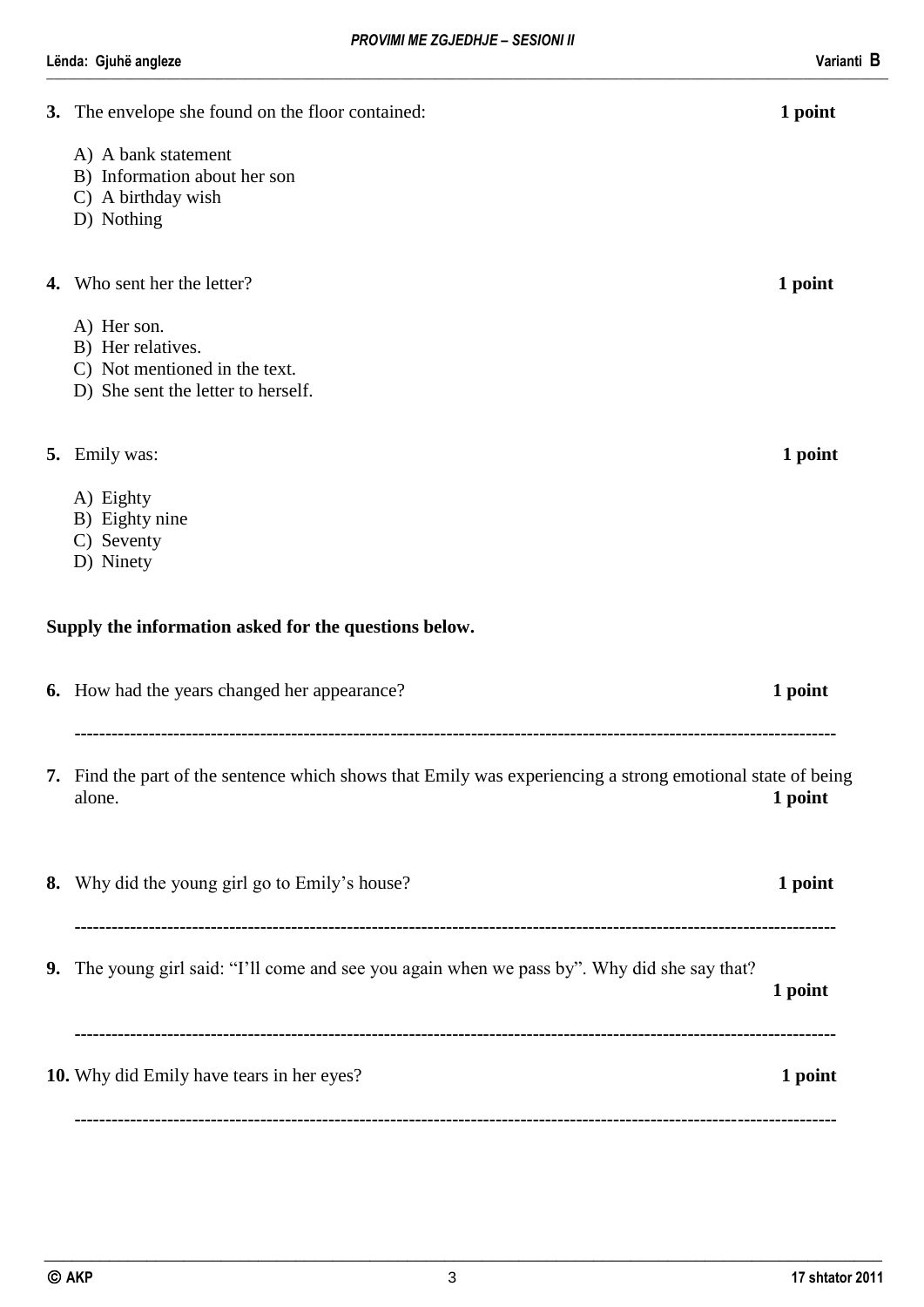**3.** The envelope she found on the floor contained: **1 point**

A) A bank statement
B) Information about her son
C) A birthday wish
D) Nothing

**4.** Who sent her the letter? **1 point**

A) Her son.
B) Her relatives.
C) Not mentioned in the text.
D) She sent the letter to herself.

**5.** Emily was: **1 point**

A) Eighty
B) Eighty nine
C) Seventy
D) Ninety

**Supply the information asked for the questions below.**

**6.** How had the years changed her appearance? **1 point**

---------------------------------------------------------------------------------------------------------------------

**7.** Find the part of the sentence which shows that Emily was experiencing a strong emotional state of being alone. **1 point**

**8.** Why did the young girl go to Emily's house? **1 point**

---------------------------------------------------------------------------------------------------------------------

**9.** The young girl said: "I'll come and see you again when we pass by". Why did she say that? **1 point**

---------------------------------------------------------------------------------------------------------------------

**10.** Why did Emily have tears in her eyes? **1 point**

---------------------------------------------------------------------------------------------------------------------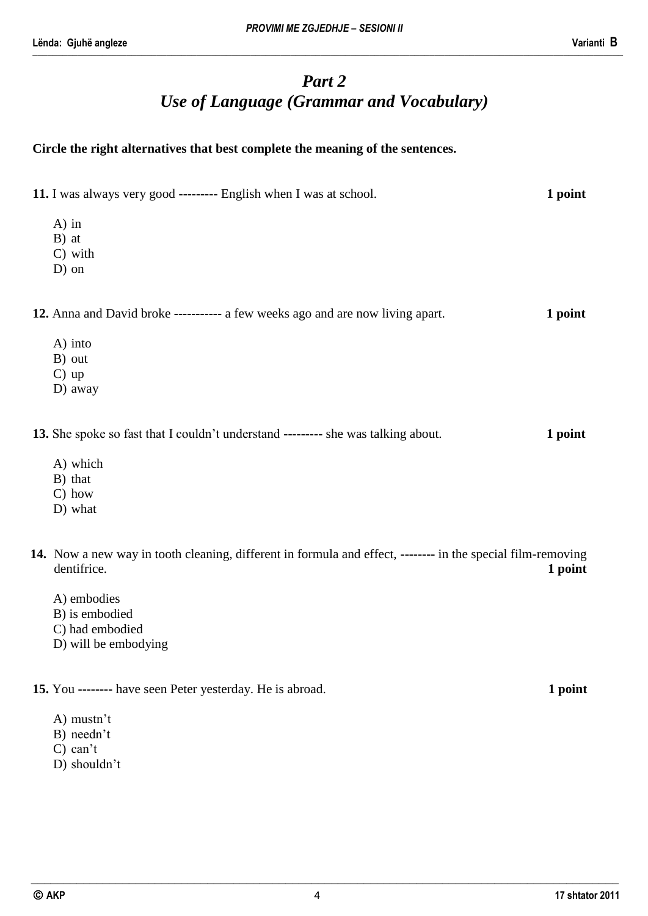# *Part 2*
# *Use of Language (Grammar and Vocabulary)*

**Circle the right alternatives that best complete the meaning of the sentences.**

**11.** I was always very good --------- English when I was at school. **1 point**

A) in
B) at
C) with
D) on

**12.** Anna and David broke ----------- a few weeks ago and are now living apart. **1 point**

A) into
B) out
C) up
D) away

**13.** She spoke so fast that I couldn't understand --------- she was talking about. **1 point**

A) which
B) that
C) how
D) what

**14.** Now a new way in tooth cleaning, different in formula and effect, -------- in the special film-removing dentifrice. **1 point**

A) embodies
B) is embodied
C) had embodied
D) will be embodying

**15.** You -------- have seen Peter yesterday. He is abroad. **1 point**

A) mustn't
B) needn't
C) can't
D) shouldn't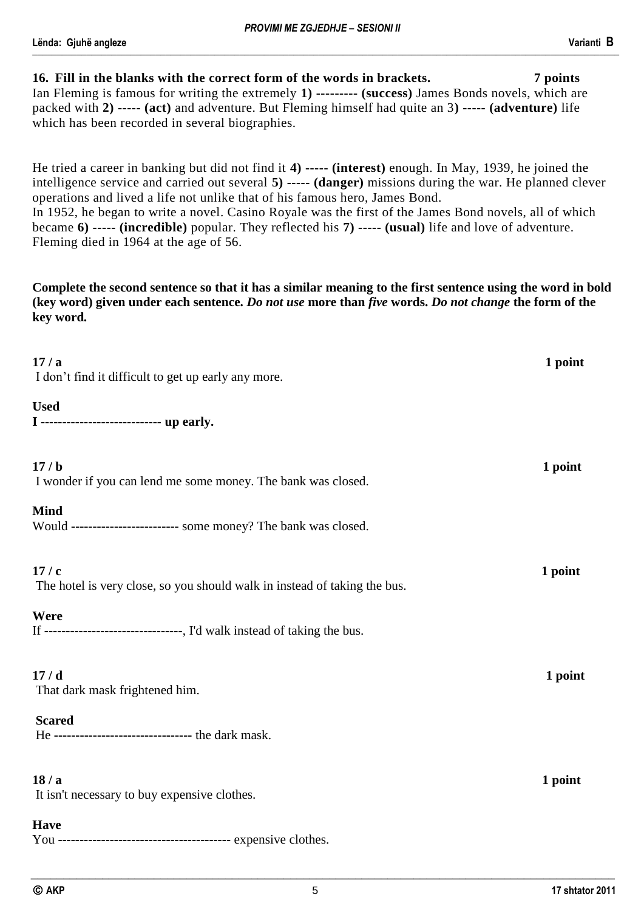**16. Fill in the blanks with the correct form of the words in brackets.** **7 points**

Ian Fleming is famous for writing the extremely **1) --------- (success)** James Bonds novels, which are packed with **2) ----- (act)** and adventure. But Fleming himself had quite an 3**) ----- (adventure)** life which has been recorded in several biographies.

He tried a career in banking but did not find it **4) ----- (interest)** enough. In May, 1939, he joined the intelligence service and carried out several **5) ----- (danger)** missions during the war. He planned clever operations and lived a life not unlike that of his famous hero, James Bond.
In 1952, he began to write a novel. Casino Royale was the first of the James Bond novels, all of which became **6) ----- (incredible)** popular. They reflected his **7) ----- (usual)** life and love of adventure. Fleming died in 1964 at the age of 56.

**Complete the second sentence so that it has a similar meaning to the first sentence using the word in bold (key word) given under each sentence. *Do not use* more than *five* words. *Do not change* the form of the key word*.***

**17 / a** **1 point**

I don't find it difficult to get up early any more.

**Used**
**I --------------------------- up early.**

**17 / b** **1 point**

I wonder if you can lend me some money. The bank was closed.

**Mind**
Would ------------------------ some money? The bank was closed.

**17 / c** **1 point**

The hotel is very close, so you should walk in instead of taking the bus.

**Were**
If --------------------------------, I'd walk instead of taking the bus.

**17 / d** **1 point**

That dark mask frightened him.

**Scared**
He ------------------------------- the dark mask.

**18 / a** **1 point**

It isn't necessary to buy expensive clothes.

**Have**
You --------------------------------------- expensive clothes.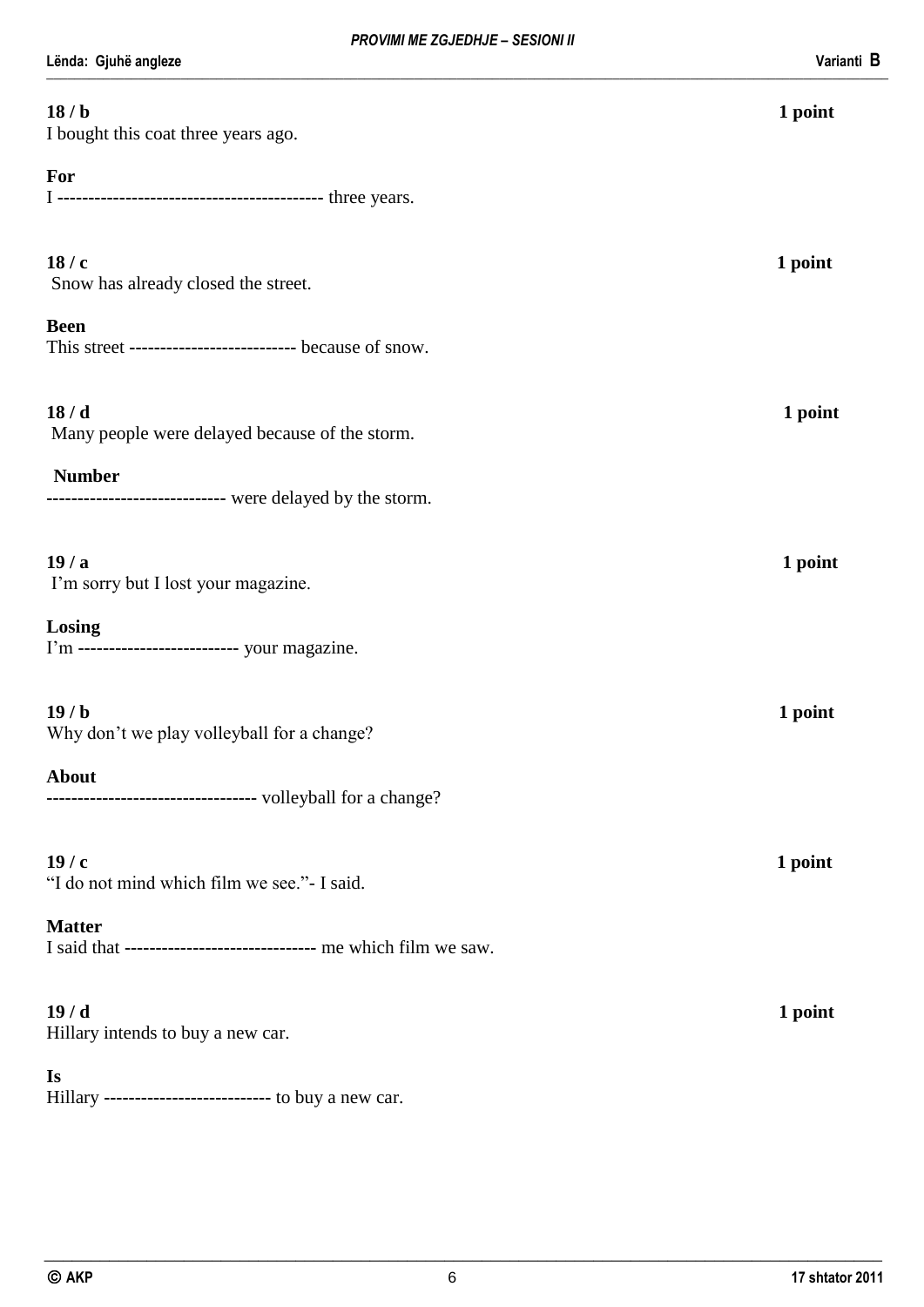**18 / b** **1 point**

I bought this coat three years ago.

**For**

I ------------------------------------------ three years.

**18 / c** **1 point**

Snow has already closed the street.

**Been**

This street -------------------------- because of snow.

**18 / d** **1 point**

Many people were delayed because of the storm.

**Number**

---------------------------- were delayed by the storm.

**19 / a** **1 point**

I'm sorry but I lost your magazine.

**Losing**

I'm ------------------------- your magazine.

**19 / b** **1 point**

Why don't we play volleyball for a change?

**About**

--------------------------------- volleyball for a change?

**19 / c** **1 point**

"I do not mind which film we see."- I said.

**Matter**

I said that ------------------------------ me which film we saw.

**19 / d** **1 point**

Hillary intends to buy a new car.

**Is**

Hillary -------------------------- to buy a new car.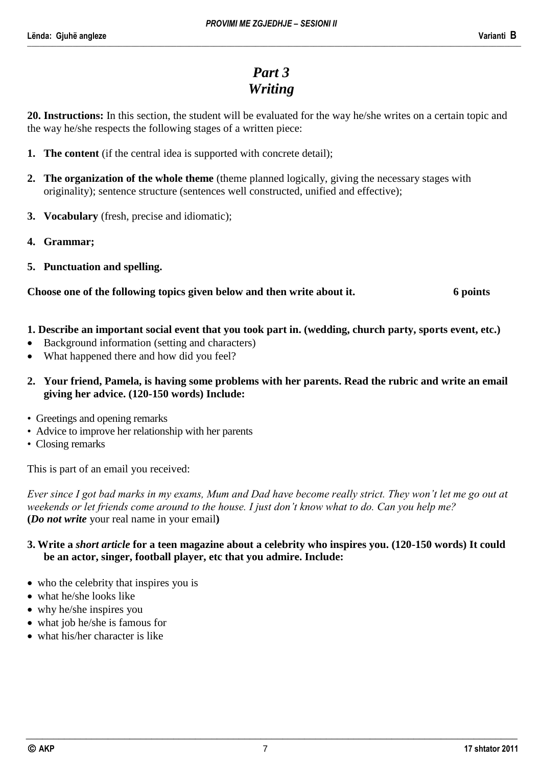# *Part 3*
# *Writing*

**20. Instructions:** In this section, the student will be evaluated for the way he/she writes on a certain topic and the way he/she respects the following stages of a written piece:

1. **The content** (if the central idea is supported with concrete detail);
2. **The organization of the whole theme** (theme planned logically, giving the necessary stages with originality); sentence structure (sentences well constructed, unified and effective);
3. **Vocabulary** (fresh, precise and idiomatic);
4. **Grammar;**
5. **Punctuation and spelling.**

**Choose one of the following topics given below and then write about it.** **6 points**

**1. Describe an important social event that you took part in. (wedding, church party, sports event, etc.)**

- Background information (setting and characters)
- What happened there and how did you feel?

**2. Your friend, Pamela, is having some problems with her parents. Read the rubric and write an email giving her advice. (120-150 words) Include:**

- Greetings and opening remarks
- Advice to improve her relationship with her parents
- Closing remarks

This is part of an email you received:

*Ever since I got bad marks in my exams, Mum and Dad have become really strict. They won't let me go out at weekends or let friends come around to the house. I just don't know what to do. Can you help me?*
**(*Do not write*** your real name in your email**)**

**3. Write a *short article* for a teen magazine about a celebrity who inspires you. (120-150 words) It could be an actor, singer, football player, etc that you admire. Include:**

- who the celebrity that inspires you is
- what he/she looks like
- why he/she inspires you
- what job he/she is famous for
- what his/her character is like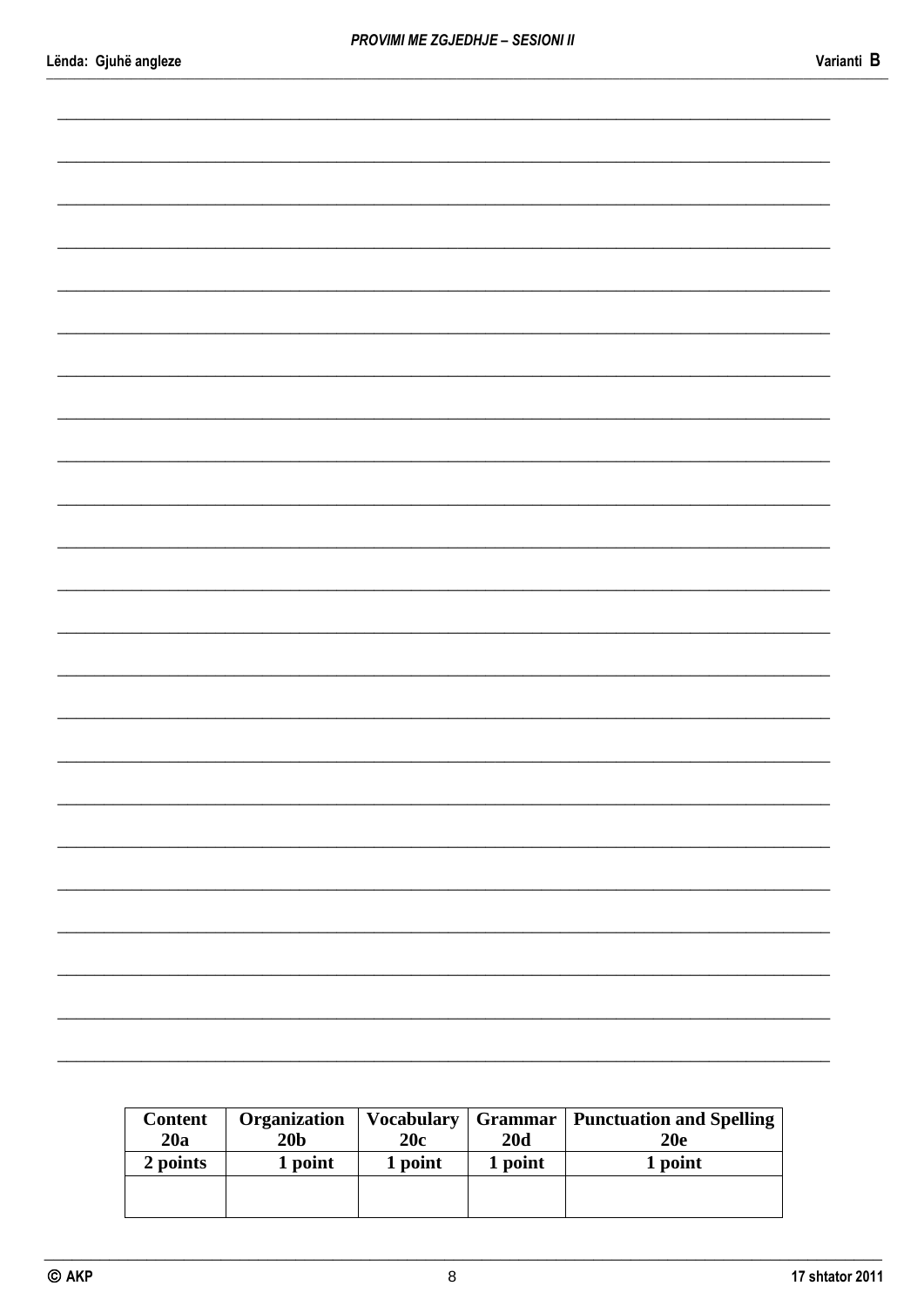| Content 20a | Organization 20b | Vocabulary 20c | Grammar 20d | Punctuation and Spelling 20e |
|---|---|---|---|---|
| 2 points | 1 point | 1 point | 1 point | 1 point |
| | | | | |